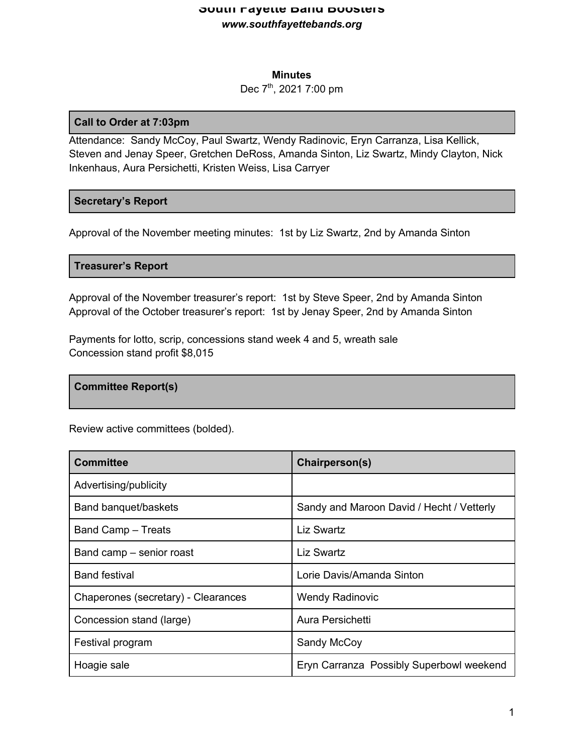# South Fayette Band Boosters

***www.southfayettebands.org***

**Minutes**

Dec 7th, 2021 7:00 pm

## Call to Order at 7:03pm

Attendance: Sandy McCoy, Paul Swartz, Wendy Radinovic, Eryn Carranza, Lisa Kellick, Steven and Jenay Speer, Gretchen DeRoss, Amanda Sinton, Liz Swartz, Mindy Clayton, Nick Inkenhaus, Aura Persichetti, Kristen Weiss, Lisa Carryer

## Secretary's Report

Approval of the November meeting minutes: 1st by Liz Swartz, 2nd by Amanda Sinton

## Treasurer's Report

Approval of the November treasurer's report: 1st by Steve Speer, 2nd by Amanda Sinton
Approval of the October treasurer's report: 1st by Jenay Speer, 2nd by Amanda Sinton

Payments for lotto, scrip, concessions stand week 4 and 5, wreath sale
Concession stand profit $8,015

## Committee Report(s)

Review active committees (bolded).

| Committee | Chairperson(s) |
|---|---|
| Advertising/publicity | |
| Band banquet/baskets | Sandy and Maroon David / Hecht / Vetterly |
| Band Camp – Treats | Liz Swartz |
| Band camp – senior roast | Liz Swartz |
| Band festival | Lorie Davis/Amanda Sinton |
| Chaperones (secretary) - Clearances | Wendy Radinovic |
| Concession stand (large) | Aura Persichetti |
| Festival program | Sandy McCoy |
| Hoagie sale | Eryn Carranza Possibly Superbowl weekend |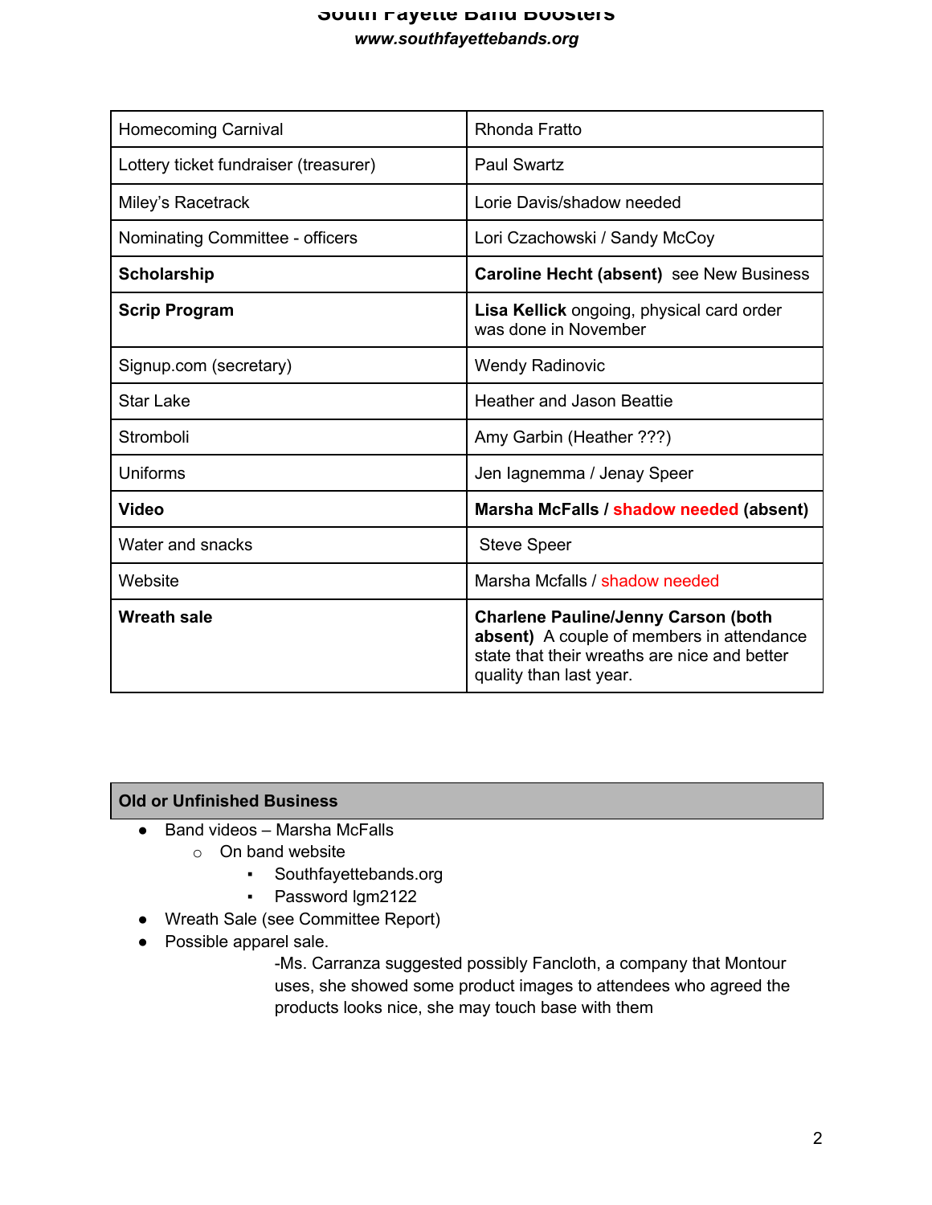| Homecoming Carnival | Rhonda Fratto |
|---|---|
| Lottery ticket fundraiser (treasurer) | Paul Swartz |
| Miley's Racetrack | Lorie Davis/shadow needed |
| Nominating Committee - officers | Lori Czachowski / Sandy McCoy |
| **Scholarship** | **Caroline Hecht (absent)** see New Business |
| **Scrip Program** | **Lisa Kellick** ongoing, physical card order was done in November |
| Signup.com (secretary) | Wendy Radinovic |
| Star Lake | Heather and Jason Beattie |
| Stromboli | Amy Garbin (Heather ???) |
| Uniforms | Jen Iagnemma / Jenay Speer |
| **Video** | **Marsha McFalls / shadow needed (absent)** |
| Water and snacks | Steve Speer |
| Website | Marsha Mcfalls / shadow needed |
| **Wreath sale** | **Charlene Pauline/Jenny Carson (both absent)** A couple of members in attendance state that their wreaths are nice and better quality than last year. |

## Old or Unfinished Business

- Band videos – Marsha McFalls
  - On band website
    - Southfayettebands.org
    - Password lgm2122
- Wreath Sale (see Committee Report)
- Possible apparel sale.

  -Ms. Carranza suggested possibly Fancloth, a company that Montour uses, she showed some product images to attendees who agreed the products looks nice, she may touch base with them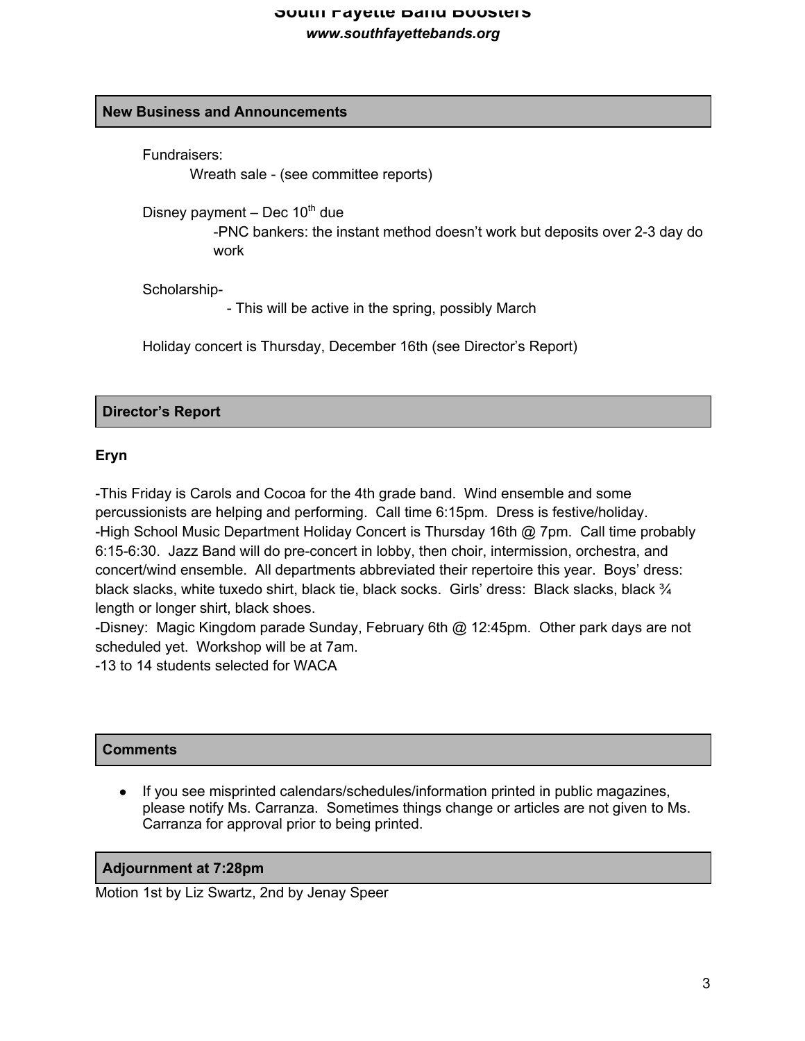## New Business and Announcements

Fundraisers:

Wreath sale - (see committee reports)

Disney payment – Dec 10th due

-PNC bankers: the instant method doesn't work but deposits over 2-3 day do work

Scholarship-

- This will be active in the spring, possibly March

Holiday concert is Thursday, December 16th (see Director's Report)

## Director's Report

**Eryn**

-This Friday is Carols and Cocoa for the 4th grade band. Wind ensemble and some percussionists are helping and performing. Call time 6:15pm. Dress is festive/holiday.
-High School Music Department Holiday Concert is Thursday 16th @ 7pm. Call time probably 6:15-6:30. Jazz Band will do pre-concert in lobby, then choir, intermission, orchestra, and concert/wind ensemble. All departments abbreviated their repertoire this year. Boys' dress: black slacks, white tuxedo shirt, black tie, black socks. Girls' dress: Black slacks, black ¾ length or longer shirt, black shoes.
-Disney: Magic Kingdom parade Sunday, February 6th @ 12:45pm. Other park days are not scheduled yet. Workshop will be at 7am.
-13 to 14 students selected for WACA

## Comments

- If you see misprinted calendars/schedules/information printed in public magazines, please notify Ms. Carranza. Sometimes things change or articles are not given to Ms. Carranza for approval prior to being printed.

## Adjournment at 7:28pm

Motion 1st by Liz Swartz, 2nd by Jenay Speer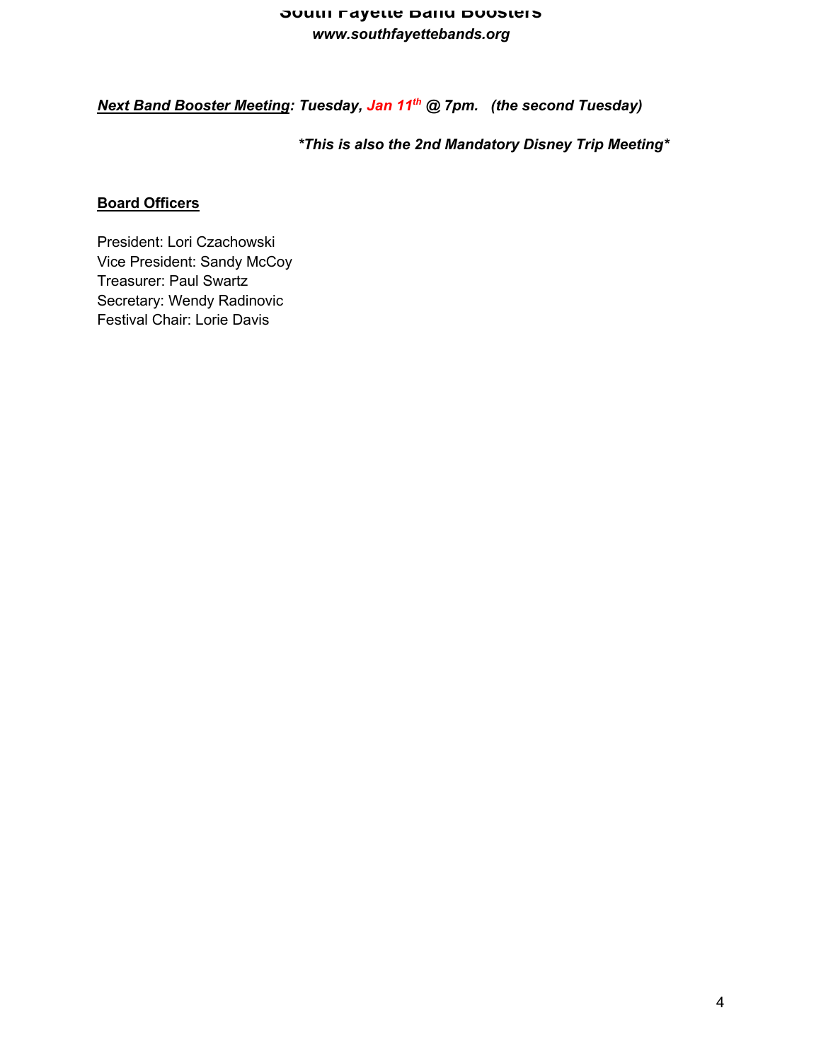***Next Band Booster Meeting*: Tuesday, Jan 11th @ 7pm. (the second Tuesday)**

***This is also the 2nd Mandatory Disney Trip Meeting***

**Board Officers**

President: Lori Czachowski
Vice President: Sandy McCoy
Treasurer: Paul Swartz
Secretary: Wendy Radinovic
Festival Chair: Lorie Davis